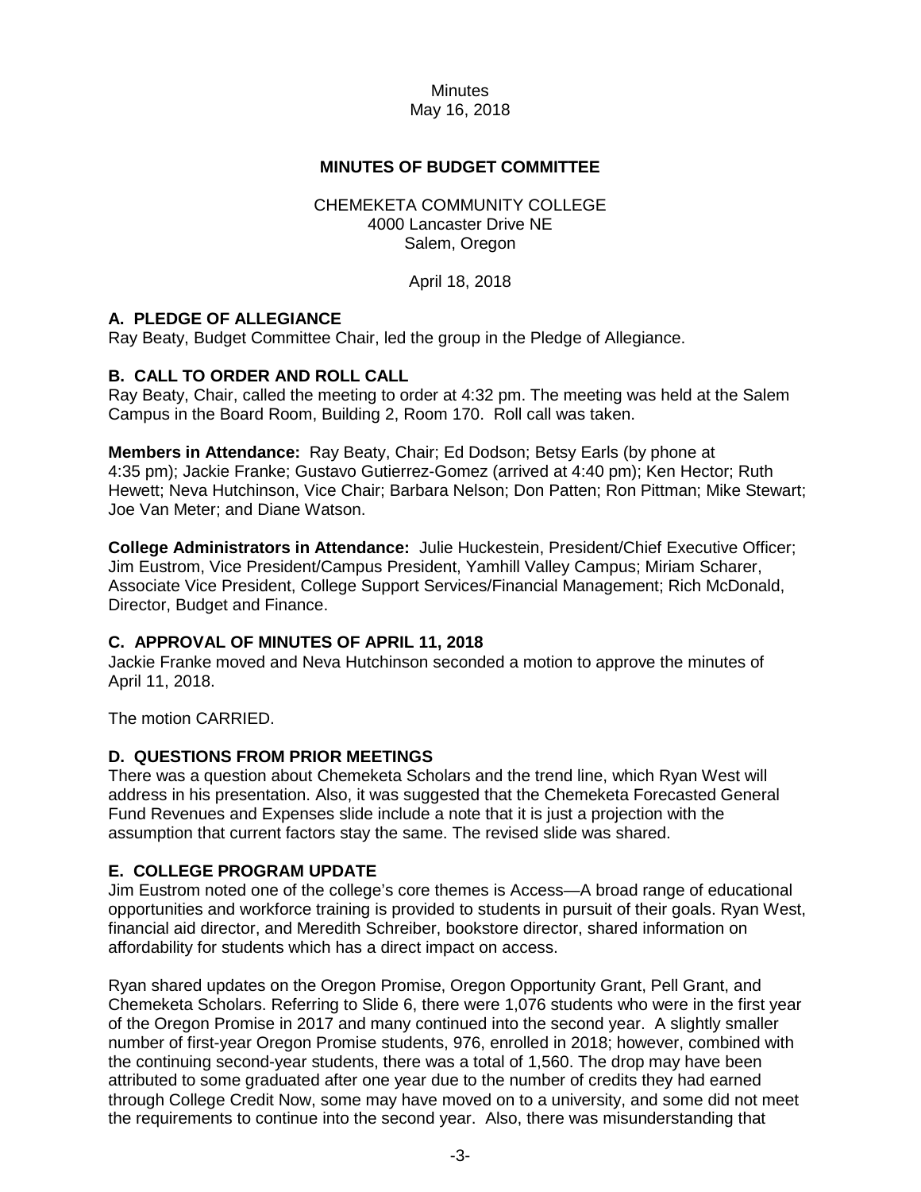Minutes
May 16, 2018

**MINUTES OF BUDGET COMMITTEE**

CHEMEKETA COMMUNITY COLLEGE
4000 Lancaster Drive NE
Salem, Oregon

April 18, 2018

## A. PLEDGE OF ALLEGIANCE

Ray Beaty, Budget Committee Chair, led the group in the Pledge of Allegiance.

## B. CALL TO ORDER AND ROLL CALL

Ray Beaty, Chair, called the meeting to order at 4:32 pm. The meeting was held at the Salem Campus in the Board Room, Building 2, Room 170. Roll call was taken.

**Members in Attendance:** Ray Beaty, Chair; Ed Dodson; Betsy Earls (by phone at 4:35 pm); Jackie Franke; Gustavo Gutierrez-Gomez (arrived at 4:40 pm); Ken Hector; Ruth Hewett; Neva Hutchinson, Vice Chair; Barbara Nelson; Don Patten; Ron Pittman; Mike Stewart; Joe Van Meter; and Diane Watson.

**College Administrators in Attendance:** Julie Huckestein, President/Chief Executive Officer; Jim Eustrom, Vice President/Campus President, Yamhill Valley Campus; Miriam Scharer, Associate Vice President, College Support Services/Financial Management; Rich McDonald, Director, Budget and Finance.

## C. APPROVAL OF MINUTES OF APRIL 11, 2018

Jackie Franke moved and Neva Hutchinson seconded a motion to approve the minutes of April 11, 2018.

The motion CARRIED.

## D. QUESTIONS FROM PRIOR MEETINGS

There was a question about Chemeketa Scholars and the trend line, which Ryan West will address in his presentation. Also, it was suggested that the Chemeketa Forecasted General Fund Revenues and Expenses slide include a note that it is just a projection with the assumption that current factors stay the same. The revised slide was shared.

## E. COLLEGE PROGRAM UPDATE

Jim Eustrom noted one of the college's core themes is Access—A broad range of educational opportunities and workforce training is provided to students in pursuit of their goals. Ryan West, financial aid director, and Meredith Schreiber, bookstore director, shared information on affordability for students which has a direct impact on access.

Ryan shared updates on the Oregon Promise, Oregon Opportunity Grant, Pell Grant, and Chemeketa Scholars. Referring to Slide 6, there were 1,076 students who were in the first year of the Oregon Promise in 2017 and many continued into the second year. A slightly smaller number of first-year Oregon Promise students, 976, enrolled in 2018; however, combined with the continuing second-year students, there was a total of 1,560. The drop may have been attributed to some graduated after one year due to the number of credits they had earned through College Credit Now, some may have moved on to a university, and some did not meet the requirements to continue into the second year. Also, there was misunderstanding that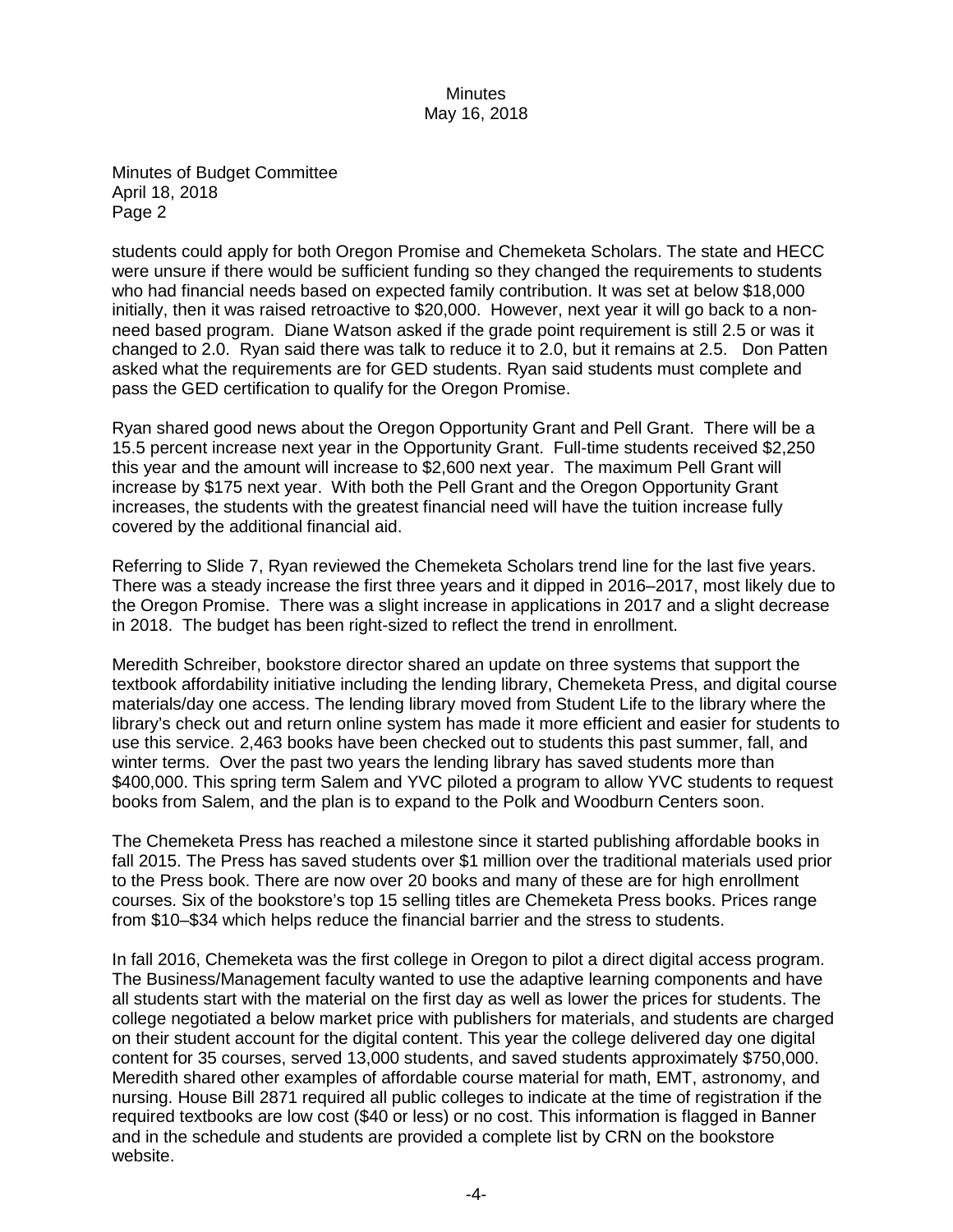Minutes of Budget Committee
April 18, 2018
Page 2

students could apply for both Oregon Promise and Chemeketa Scholars. The state and HECC were unsure if there would be sufficient funding so they changed the requirements to students who had financial needs based on expected family contribution. It was set at below $18,000 initially, then it was raised retroactive to $20,000. However, next year it will go back to a non-need based program. Diane Watson asked if the grade point requirement is still 2.5 or was it changed to 2.0. Ryan said there was talk to reduce it to 2.0, but it remains at 2.5. Don Patten asked what the requirements are for GED students. Ryan said students must complete and pass the GED certification to qualify for the Oregon Promise.

Ryan shared good news about the Oregon Opportunity Grant and Pell Grant. There will be a 15.5 percent increase next year in the Opportunity Grant. Full-time students received $2,250 this year and the amount will increase to $2,600 next year. The maximum Pell Grant will increase by $175 next year. With both the Pell Grant and the Oregon Opportunity Grant increases, the students with the greatest financial need will have the tuition increase fully covered by the additional financial aid.

Referring to Slide 7, Ryan reviewed the Chemeketa Scholars trend line for the last five years. There was a steady increase the first three years and it dipped in 2016–2017, most likely due to the Oregon Promise. There was a slight increase in applications in 2017 and a slight decrease in 2018. The budget has been right-sized to reflect the trend in enrollment.

Meredith Schreiber, bookstore director shared an update on three systems that support the textbook affordability initiative including the lending library, Chemeketa Press, and digital course materials/day one access. The lending library moved from Student Life to the library where the library's check out and return online system has made it more efficient and easier for students to use this service. 2,463 books have been checked out to students this past summer, fall, and winter terms. Over the past two years the lending library has saved students more than $400,000. This spring term Salem and YVC piloted a program to allow YVC students to request books from Salem, and the plan is to expand to the Polk and Woodburn Centers soon.

The Chemeketa Press has reached a milestone since it started publishing affordable books in fall 2015. The Press has saved students over $1 million over the traditional materials used prior to the Press book. There are now over 20 books and many of these are for high enrollment courses. Six of the bookstore's top 15 selling titles are Chemeketa Press books. Prices range from $10–$34 which helps reduce the financial barrier and the stress to students.

In fall 2016, Chemeketa was the first college in Oregon to pilot a direct digital access program. The Business/Management faculty wanted to use the adaptive learning components and have all students start with the material on the first day as well as lower the prices for students. The college negotiated a below market price with publishers for materials, and students are charged on their student account for the digital content. This year the college delivered day one digital content for 35 courses, served 13,000 students, and saved students approximately $750,000. Meredith shared other examples of affordable course material for math, EMT, astronomy, and nursing. House Bill 2871 required all public colleges to indicate at the time of registration if the required textbooks are low cost ($40 or less) or no cost. This information is flagged in Banner and in the schedule and students are provided a complete list by CRN on the bookstore website.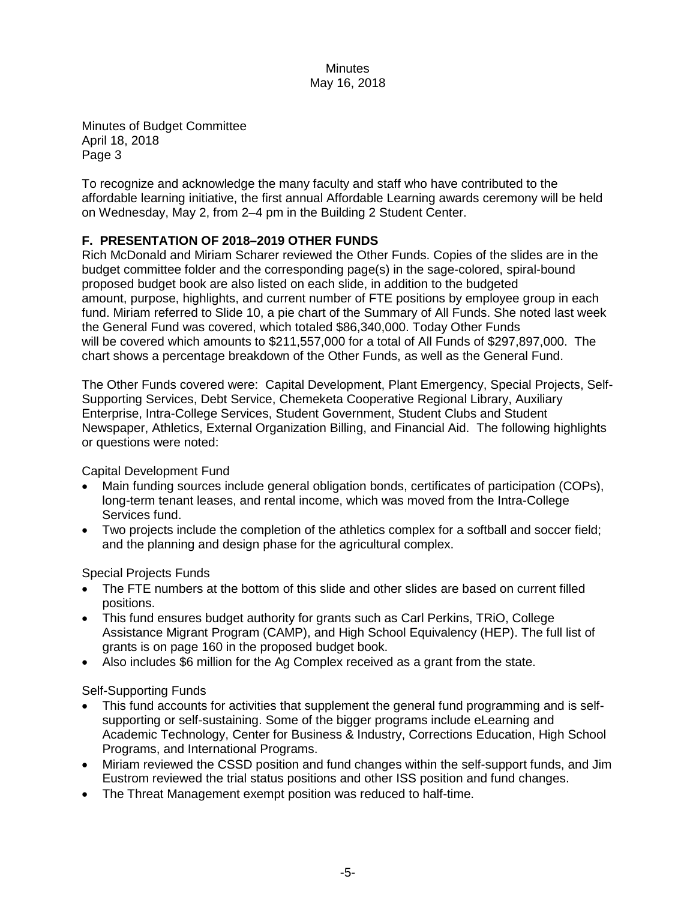Minutes of Budget Committee
April 18, 2018
Page 3

To recognize and acknowledge the many faculty and staff who have contributed to the affordable learning initiative, the first annual Affordable Learning awards ceremony will be held on Wednesday, May 2, from 2–4 pm in the Building 2 Student Center.

## F. PRESENTATION OF 2018–2019 OTHER FUNDS

Rich McDonald and Miriam Scharer reviewed the Other Funds. Copies of the slides are in the budget committee folder and the corresponding page(s) in the sage-colored, spiral-bound proposed budget book are also listed on each slide, in addition to the budgeted amount, purpose, highlights, and current number of FTE positions by employee group in each fund. Miriam referred to Slide 10, a pie chart of the Summary of All Funds. She noted last week the General Fund was covered, which totaled $86,340,000. Today Other Funds will be covered which amounts to $211,557,000 for a total of All Funds of $297,897,000. The chart shows a percentage breakdown of the Other Funds, as well as the General Fund.

The Other Funds covered were: Capital Development, Plant Emergency, Special Projects, Self-Supporting Services, Debt Service, Chemeketa Cooperative Regional Library, Auxiliary Enterprise, Intra-College Services, Student Government, Student Clubs and Student Newspaper, Athletics, External Organization Billing, and Financial Aid. The following highlights or questions were noted:

Capital Development Fund

- Main funding sources include general obligation bonds, certificates of participation (COPs), long-term tenant leases, and rental income, which was moved from the Intra-College Services fund.
- Two projects include the completion of the athletics complex for a softball and soccer field; and the planning and design phase for the agricultural complex.

Special Projects Funds

- The FTE numbers at the bottom of this slide and other slides are based on current filled positions.
- This fund ensures budget authority for grants such as Carl Perkins, TRiO, College Assistance Migrant Program (CAMP), and High School Equivalency (HEP). The full list of grants is on page 160 in the proposed budget book.
- Also includes $6 million for the Ag Complex received as a grant from the state.

Self-Supporting Funds

- This fund accounts for activities that supplement the general fund programming and is self-supporting or self-sustaining. Some of the bigger programs include eLearning and Academic Technology, Center for Business & Industry, Corrections Education, High School Programs, and International Programs.
- Miriam reviewed the CSSD position and fund changes within the self-support funds, and Jim Eustrom reviewed the trial status positions and other ISS position and fund changes.
- The Threat Management exempt position was reduced to half-time.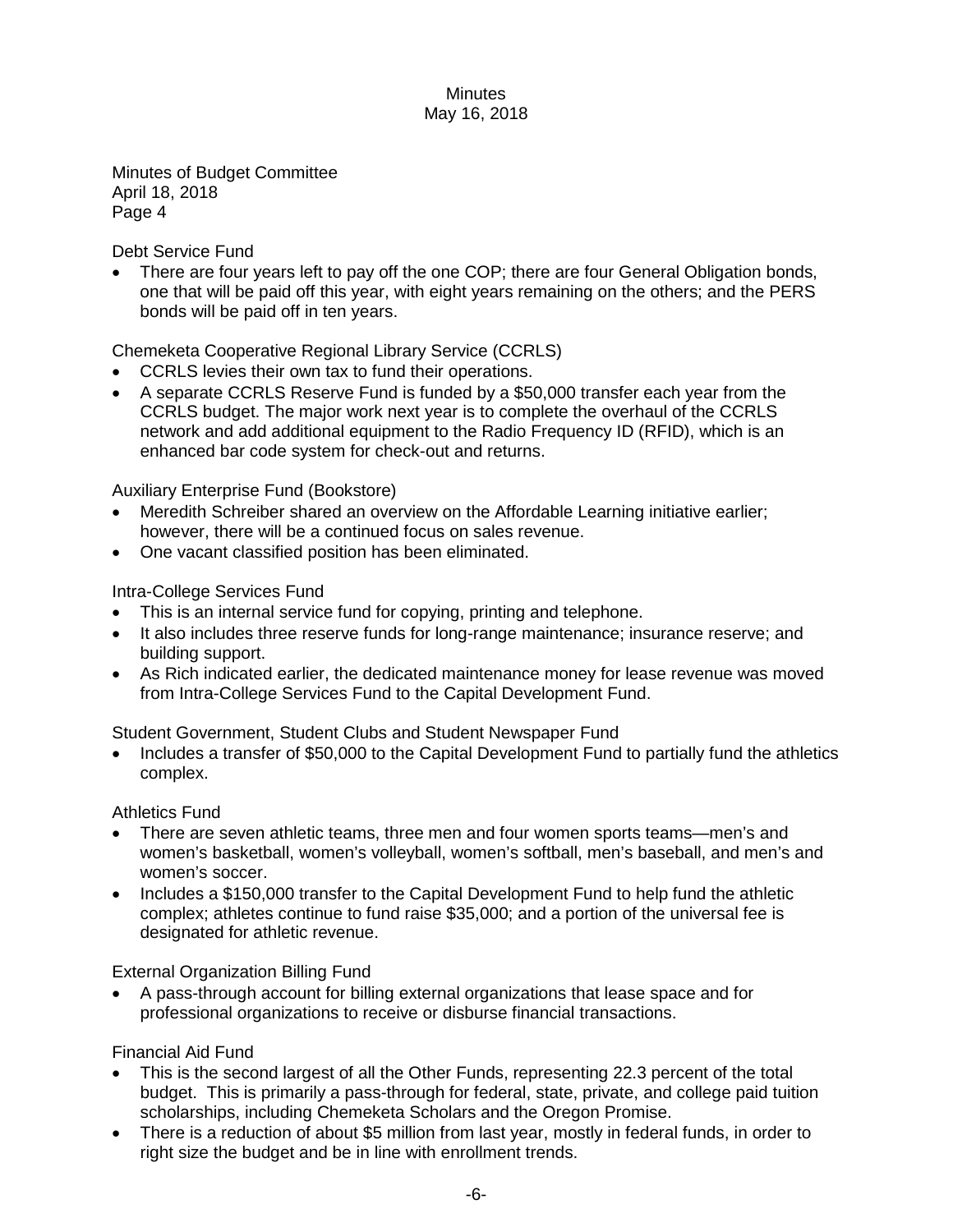Minutes of Budget Committee
April 18, 2018
Page 4

Debt Service Fund

- There are four years left to pay off the one COP; there are four General Obligation bonds, one that will be paid off this year, with eight years remaining on the others; and the PERS bonds will be paid off in ten years.

Chemeketa Cooperative Regional Library Service (CCRLS)

- CCRLS levies their own tax to fund their operations.
- A separate CCRLS Reserve Fund is funded by a $50,000 transfer each year from the CCRLS budget. The major work next year is to complete the overhaul of the CCRLS network and add additional equipment to the Radio Frequency ID (RFID), which is an enhanced bar code system for check-out and returns.

Auxiliary Enterprise Fund (Bookstore)

- Meredith Schreiber shared an overview on the Affordable Learning initiative earlier; however, there will be a continued focus on sales revenue.
- One vacant classified position has been eliminated.

Intra-College Services Fund

- This is an internal service fund for copying, printing and telephone.
- It also includes three reserve funds for long-range maintenance; insurance reserve; and building support.
- As Rich indicated earlier, the dedicated maintenance money for lease revenue was moved from Intra-College Services Fund to the Capital Development Fund.

Student Government, Student Clubs and Student Newspaper Fund

- Includes a transfer of $50,000 to the Capital Development Fund to partially fund the athletics complex.

Athletics Fund

- There are seven athletic teams, three men and four women sports teams—men's and women's basketball, women's volleyball, women's softball, men's baseball, and men's and women's soccer.
- Includes a $150,000 transfer to the Capital Development Fund to help fund the athletic complex; athletes continue to fund raise $35,000; and a portion of the universal fee is designated for athletic revenue.

External Organization Billing Fund

- A pass-through account for billing external organizations that lease space and for professional organizations to receive or disburse financial transactions.

Financial Aid Fund

- This is the second largest of all the Other Funds, representing 22.3 percent of the total budget. This is primarily a pass-through for federal, state, private, and college paid tuition scholarships, including Chemeketa Scholars and the Oregon Promise.
- There is a reduction of about $5 million from last year, mostly in federal funds, in order to right size the budget and be in line with enrollment trends.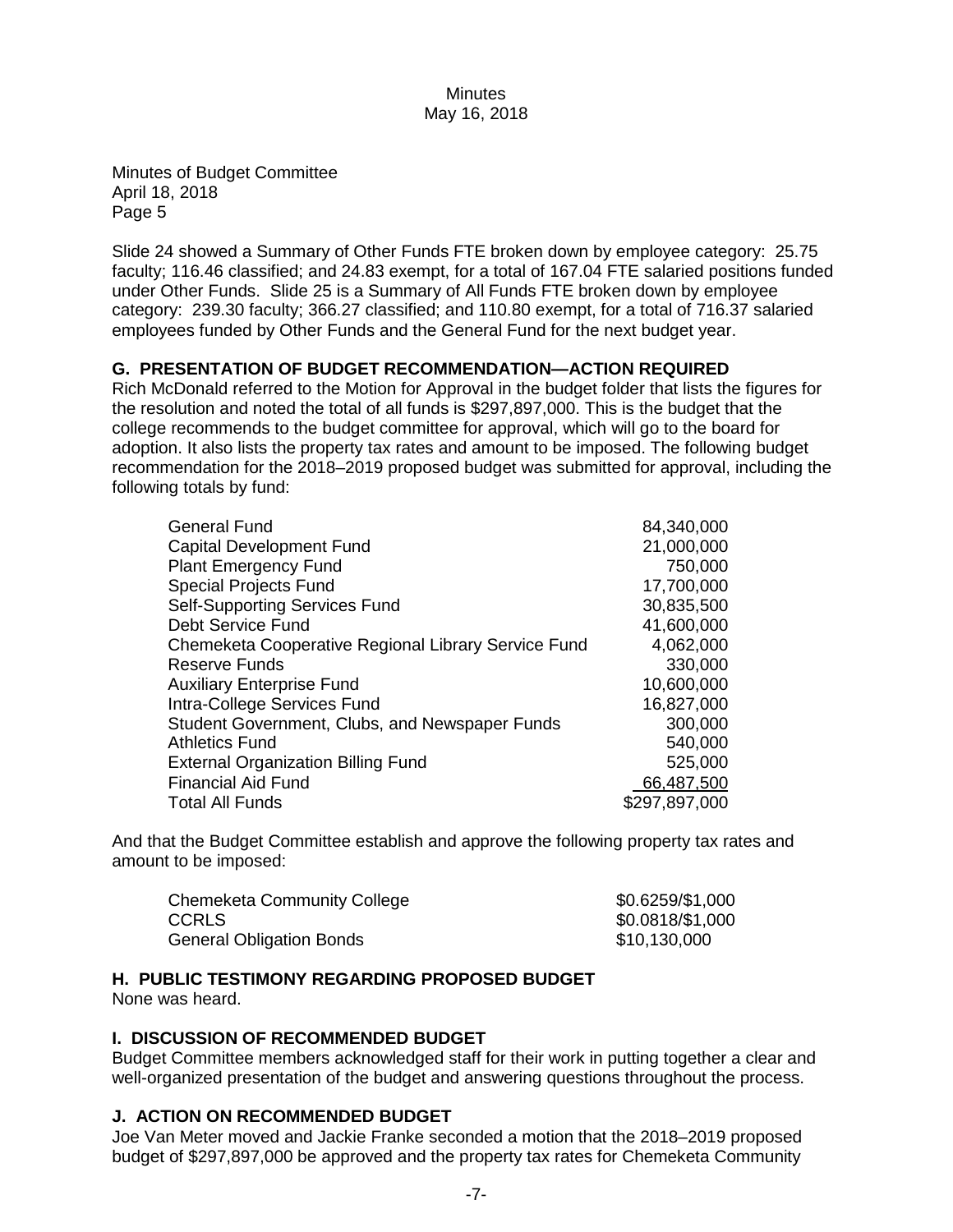Minutes of Budget Committee
April 18, 2018
Page 5

Slide 24 showed a Summary of Other Funds FTE broken down by employee category: 25.75 faculty; 116.46 classified; and 24.83 exempt, for a total of 167.04 FTE salaried positions funded under Other Funds. Slide 25 is a Summary of All Funds FTE broken down by employee category: 239.30 faculty; 366.27 classified; and 110.80 exempt, for a total of 716.37 salaried employees funded by Other Funds and the General Fund for the next budget year.

**G. PRESENTATION OF BUDGET RECOMMENDATION—ACTION REQUIRED**

Rich McDonald referred to the Motion for Approval in the budget folder that lists the figures for the resolution and noted the total of all funds is $297,897,000. This is the budget that the college recommends to the budget committee for approval, which will go to the board for adoption. It also lists the property tax rates and amount to be imposed. The following budget recommendation for the 2018–2019 proposed budget was submitted for approval, including the following totals by fund:

| Fund | Amount |
|---|---|
| General Fund | 84,340,000 |
| Capital Development Fund | 21,000,000 |
| Plant Emergency Fund | 750,000 |
| Special Projects Fund | 17,700,000 |
| Self-Supporting Services Fund | 30,835,500 |
| Debt Service Fund | 41,600,000 |
| Chemeketa Cooperative Regional Library Service Fund | 4,062,000 |
| Reserve Funds | 330,000 |
| Auxiliary Enterprise Fund | 10,600,000 |
| Intra-College Services Fund | 16,827,000 |
| Student Government, Clubs, and Newspaper Funds | 300,000 |
| Athletics Fund | 540,000 |
| External Organization Billing Fund | 525,000 |
| Financial Aid Fund | 66,487,500 |
| Total All Funds | $297,897,000 |

And that the Budget Committee establish and approve the following property tax rates and amount to be imposed:

| | |
|---|---|
| Chemeketa Community College | $0.6259/$1,000 |
| CCRLS | $0.0818/$1,000 |
| General Obligation Bonds | $10,130,000 |

**H. PUBLIC TESTIMONY REGARDING PROPOSED BUDGET**

None was heard.

**I. DISCUSSION OF RECOMMENDED BUDGET**

Budget Committee members acknowledged staff for their work in putting together a clear and well-organized presentation of the budget and answering questions throughout the process.

**J. ACTION ON RECOMMENDED BUDGET**

Joe Van Meter moved and Jackie Franke seconded a motion that the 2018–2019 proposed budget of $297,897,000 be approved and the property tax rates for Chemeketa Community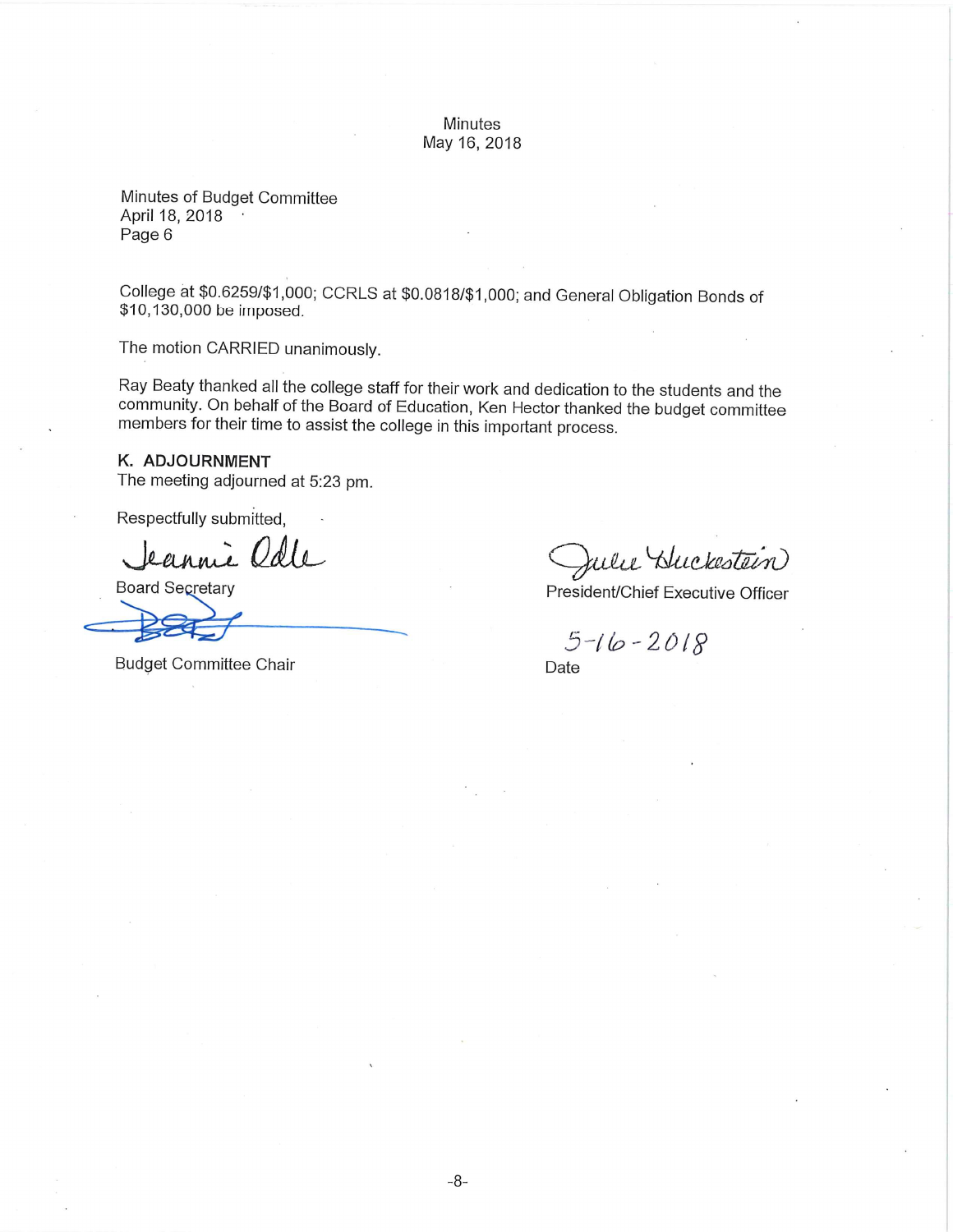Minutes of Budget Committee
April 18, 2018
Page 6

College at $0.6259/$1,000; CCRLS at $0.0818/$1,000; and General Obligation Bonds of $10,130,000 be imposed.

The motion CARRIED unanimously.

Ray Beaty thanked all the college staff for their work and dedication to the students and the community. On behalf of the Board of Education, Ken Hector thanked the budget committee members for their time to assist the college in this important process.

**K. ADJOURNMENT**
The meeting adjourned at 5:23 pm.

Respectfully submitted,

Jeannie Odle
Board Secretary

Budget Committee Chair

Julie Huckestein
President/Chief Executive Officer

5-16-2018
Date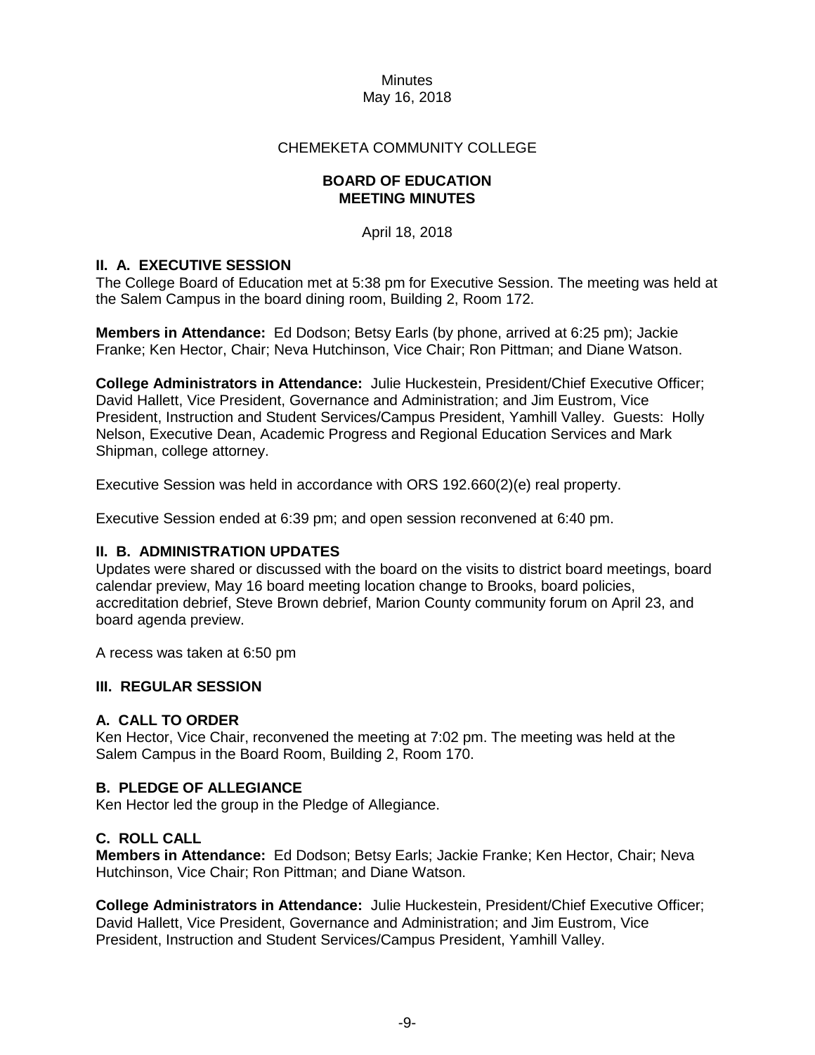Minutes
May 16, 2018

CHEMEKETA COMMUNITY COLLEGE

**BOARD OF EDUCATION**
**MEETING MINUTES**

April 18, 2018

## II. A. EXECUTIVE SESSION

The College Board of Education met at 5:38 pm for Executive Session. The meeting was held at the Salem Campus in the board dining room, Building 2, Room 172.

**Members in Attendance:** Ed Dodson; Betsy Earls (by phone, arrived at 6:25 pm); Jackie Franke; Ken Hector, Chair; Neva Hutchinson, Vice Chair; Ron Pittman; and Diane Watson.

**College Administrators in Attendance:** Julie Huckestein, President/Chief Executive Officer; David Hallett, Vice President, Governance and Administration; and Jim Eustrom, Vice President, Instruction and Student Services/Campus President, Yamhill Valley. Guests: Holly Nelson, Executive Dean, Academic Progress and Regional Education Services and Mark Shipman, college attorney.

Executive Session was held in accordance with ORS 192.660(2)(e) real property.

Executive Session ended at 6:39 pm; and open session reconvened at 6:40 pm.

## II. B. ADMINISTRATION UPDATES

Updates were shared or discussed with the board on the visits to district board meetings, board calendar preview, May 16 board meeting location change to Brooks, board policies, accreditation debrief, Steve Brown debrief, Marion County community forum on April 23, and board agenda preview.

A recess was taken at 6:50 pm

## III. REGULAR SESSION

### A. CALL TO ORDER

Ken Hector, Vice Chair, reconvened the meeting at 7:02 pm. The meeting was held at the Salem Campus in the Board Room, Building 2, Room 170.

### B. PLEDGE OF ALLEGIANCE

Ken Hector led the group in the Pledge of Allegiance.

### C. ROLL CALL

**Members in Attendance:** Ed Dodson; Betsy Earls; Jackie Franke; Ken Hector, Chair; Neva Hutchinson, Vice Chair; Ron Pittman; and Diane Watson.

**College Administrators in Attendance:** Julie Huckestein, President/Chief Executive Officer; David Hallett, Vice President, Governance and Administration; and Jim Eustrom, Vice President, Instruction and Student Services/Campus President, Yamhill Valley.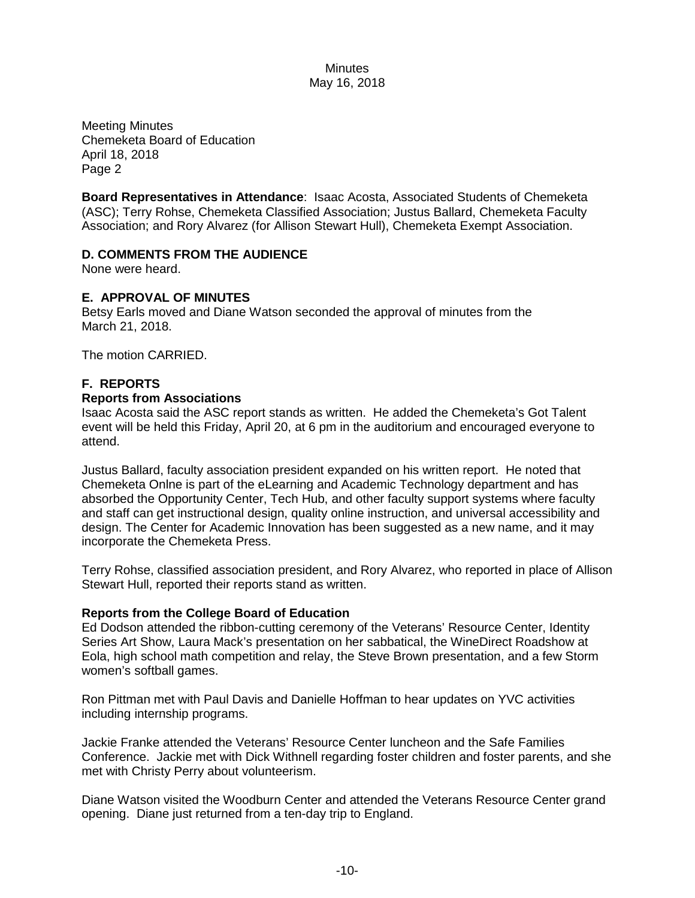Meeting Minutes
Chemeketa Board of Education
April 18, 2018
Page 2

**Board Representatives in Attendance**: Isaac Acosta, Associated Students of Chemeketa (ASC); Terry Rohse, Chemeketa Classified Association; Justus Ballard, Chemeketa Faculty Association; and Rory Alvarez (for Allison Stewart Hull), Chemeketa Exempt Association.

## D. COMMENTS FROM THE AUDIENCE

None were heard.

## E. APPROVAL OF MINUTES

Betsy Earls moved and Diane Watson seconded the approval of minutes from the March 21, 2018.

The motion CARRIED.

## F. REPORTS

### Reports from Associations

Isaac Acosta said the ASC report stands as written. He added the Chemeketa's Got Talent event will be held this Friday, April 20, at 6 pm in the auditorium and encouraged everyone to attend.

Justus Ballard, faculty association president expanded on his written report. He noted that Chemeketa Onlne is part of the eLearning and Academic Technology department and has absorbed the Opportunity Center, Tech Hub, and other faculty support systems where faculty and staff can get instructional design, quality online instruction, and universal accessibility and design. The Center for Academic Innovation has been suggested as a new name, and it may incorporate the Chemeketa Press.

Terry Rohse, classified association president, and Rory Alvarez, who reported in place of Allison Stewart Hull, reported their reports stand as written.

### Reports from the College Board of Education

Ed Dodson attended the ribbon-cutting ceremony of the Veterans' Resource Center, Identity Series Art Show, Laura Mack's presentation on her sabbatical, the WineDirect Roadshow at Eola, high school math competition and relay, the Steve Brown presentation, and a few Storm women's softball games.

Ron Pittman met with Paul Davis and Danielle Hoffman to hear updates on YVC activities including internship programs.

Jackie Franke attended the Veterans' Resource Center luncheon and the Safe Families Conference. Jackie met with Dick Withnell regarding foster children and foster parents, and she met with Christy Perry about volunteerism.

Diane Watson visited the Woodburn Center and attended the Veterans Resource Center grand opening. Diane just returned from a ten-day trip to England.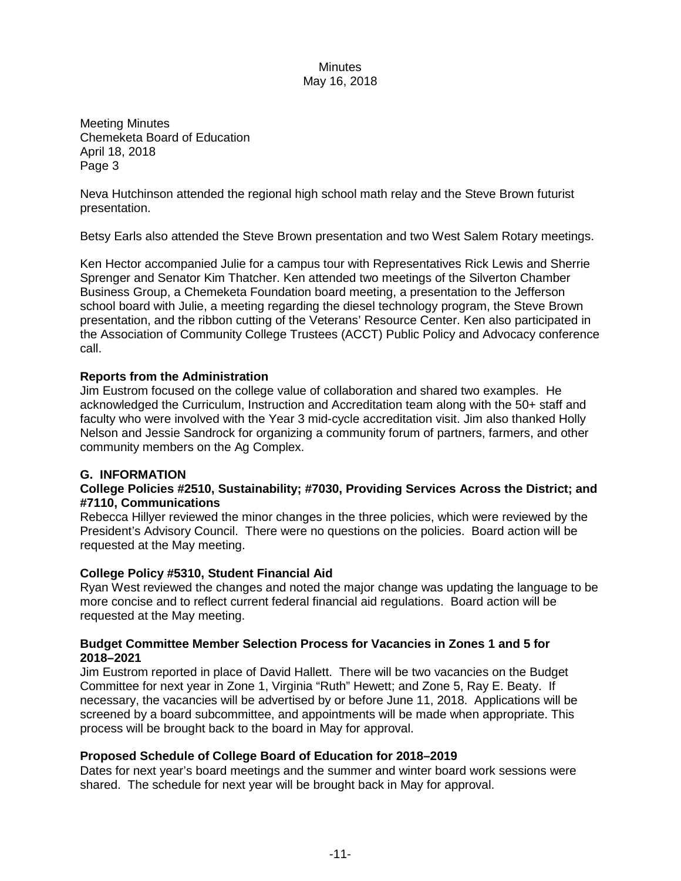Meeting Minutes
Chemeketa Board of Education
April 18, 2018
Page 3

Neva Hutchinson attended the regional high school math relay and the Steve Brown futurist presentation.

Betsy Earls also attended the Steve Brown presentation and two West Salem Rotary meetings.

Ken Hector accompanied Julie for a campus tour with Representatives Rick Lewis and Sherrie Sprenger and Senator Kim Thatcher. Ken attended two meetings of the Silverton Chamber Business Group, a Chemeketa Foundation board meeting, a presentation to the Jefferson school board with Julie, a meeting regarding the diesel technology program, the Steve Brown presentation, and the ribbon cutting of the Veterans' Resource Center. Ken also participated in the Association of Community College Trustees (ACCT) Public Policy and Advocacy conference call.

**Reports from the Administration**
Jim Eustrom focused on the college value of collaboration and shared two examples. He acknowledged the Curriculum, Instruction and Accreditation team along with the 50+ staff and faculty who were involved with the Year 3 mid-cycle accreditation visit. Jim also thanked Holly Nelson and Jessie Sandrock for organizing a community forum of partners, farmers, and other community members on the Ag Complex.

## G. INFORMATION

**College Policies #2510, Sustainability; #7030, Providing Services Across the District; and #7110, Communications**
Rebecca Hillyer reviewed the minor changes in the three policies, which were reviewed by the President's Advisory Council. There were no questions on the policies. Board action will be requested at the May meeting.

**College Policy #5310, Student Financial Aid**
Ryan West reviewed the changes and noted the major change was updating the language to be more concise and to reflect current federal financial aid regulations. Board action will be requested at the May meeting.

**Budget Committee Member Selection Process for Vacancies in Zones 1 and 5 for 2018–2021**
Jim Eustrom reported in place of David Hallett. There will be two vacancies on the Budget Committee for next year in Zone 1, Virginia "Ruth" Hewett; and Zone 5, Ray E. Beaty. If necessary, the vacancies will be advertised by or before June 11, 2018. Applications will be screened by a board subcommittee, and appointments will be made when appropriate. This process will be brought back to the board in May for approval.

**Proposed Schedule of College Board of Education for 2018–2019**
Dates for next year's board meetings and the summer and winter board work sessions were shared. The schedule for next year will be brought back in May for approval.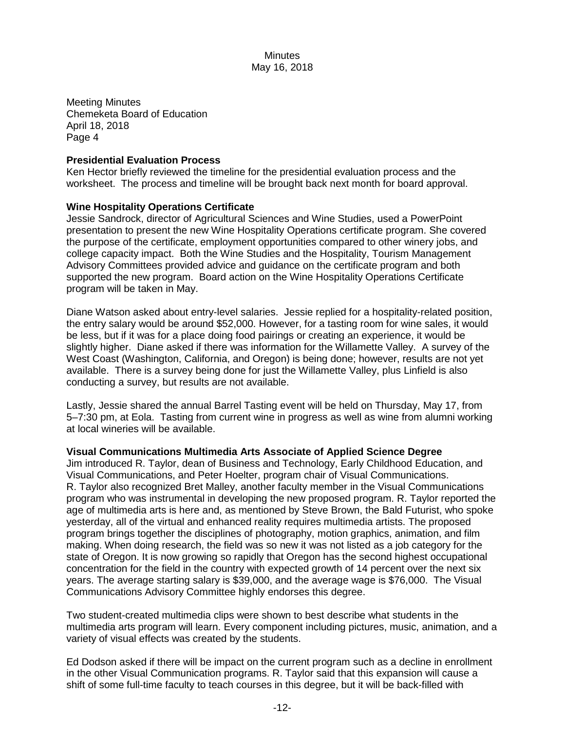Meeting Minutes
Chemeketa Board of Education
April 18, 2018
Page 4

**Presidential Evaluation Process**
Ken Hector briefly reviewed the timeline for the presidential evaluation process and the worksheet. The process and timeline will be brought back next month for board approval.

**Wine Hospitality Operations Certificate**
Jessie Sandrock, director of Agricultural Sciences and Wine Studies, used a PowerPoint presentation to present the new Wine Hospitality Operations certificate program. She covered the purpose of the certificate, employment opportunities compared to other winery jobs, and college capacity impact. Both the Wine Studies and the Hospitality, Tourism Management Advisory Committees provided advice and guidance on the certificate program and both supported the new program. Board action on the Wine Hospitality Operations Certificate program will be taken in May.

Diane Watson asked about entry-level salaries. Jessie replied for a hospitality-related position, the entry salary would be around $52,000. However, for a tasting room for wine sales, it would be less, but if it was for a place doing food pairings or creating an experience, it would be slightly higher. Diane asked if there was information for the Willamette Valley. A survey of the West Coast (Washington, California, and Oregon) is being done; however, results are not yet available. There is a survey being done for just the Willamette Valley, plus Linfield is also conducting a survey, but results are not available.

Lastly, Jessie shared the annual Barrel Tasting event will be held on Thursday, May 17, from 5–7:30 pm, at Eola. Tasting from current wine in progress as well as wine from alumni working at local wineries will be available.

**Visual Communications Multimedia Arts Associate of Applied Science Degree**
Jim introduced R. Taylor, dean of Business and Technology, Early Childhood Education, and Visual Communications, and Peter Hoelter, program chair of Visual Communications. R. Taylor also recognized Bret Malley, another faculty member in the Visual Communications program who was instrumental in developing the new proposed program. R. Taylor reported the age of multimedia arts is here and, as mentioned by Steve Brown, the Bald Futurist, who spoke yesterday, all of the virtual and enhanced reality requires multimedia artists. The proposed program brings together the disciplines of photography, motion graphics, animation, and film making. When doing research, the field was so new it was not listed as a job category for the state of Oregon. It is now growing so rapidly that Oregon has the second highest occupational concentration for the field in the country with expected growth of 14 percent over the next six years. The average starting salary is $39,000, and the average wage is $76,000. The Visual Communications Advisory Committee highly endorses this degree.

Two student-created multimedia clips were shown to best describe what students in the multimedia arts program will learn. Every component including pictures, music, animation, and a variety of visual effects was created by the students.

Ed Dodson asked if there will be impact on the current program such as a decline in enrollment in the other Visual Communication programs. R. Taylor said that this expansion will cause a shift of some full-time faculty to teach courses in this degree, but it will be back-filled with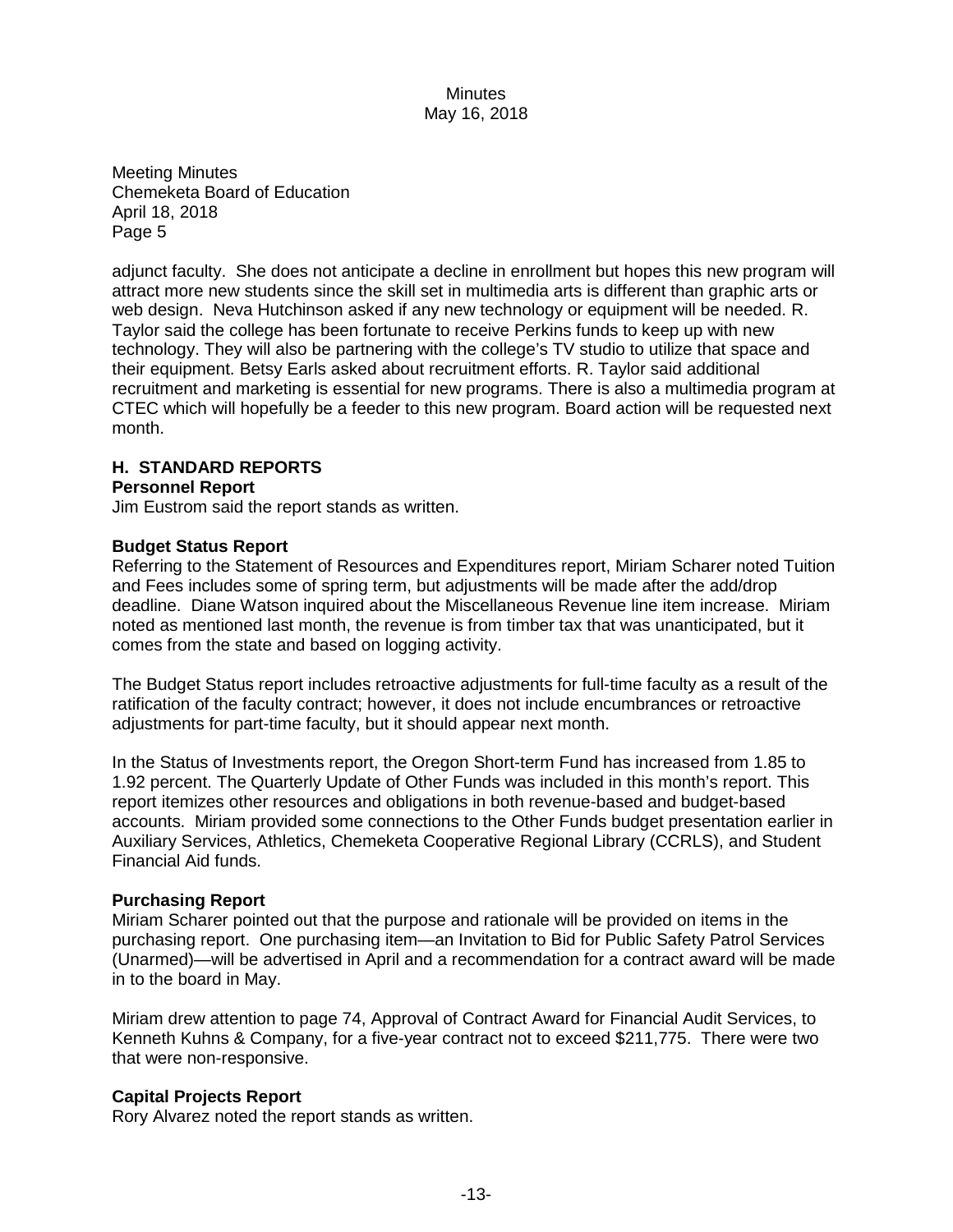Meeting Minutes
Chemeketa Board of Education
April 18, 2018
Page 5

adjunct faculty. She does not anticipate a decline in enrollment but hopes this new program will attract more new students since the skill set in multimedia arts is different than graphic arts or web design. Neva Hutchinson asked if any new technology or equipment will be needed. R. Taylor said the college has been fortunate to receive Perkins funds to keep up with new technology. They will also be partnering with the college's TV studio to utilize that space and their equipment. Betsy Earls asked about recruitment efforts. R. Taylor said additional recruitment and marketing is essential for new programs. There is also a multimedia program at CTEC which will hopefully be a feeder to this new program. Board action will be requested next month.

## H. STANDARD REPORTS

### Personnel Report

Jim Eustrom said the report stands as written.

### Budget Status Report

Referring to the Statement of Resources and Expenditures report, Miriam Scharer noted Tuition and Fees includes some of spring term, but adjustments will be made after the add/drop deadline. Diane Watson inquired about the Miscellaneous Revenue line item increase. Miriam noted as mentioned last month, the revenue is from timber tax that was unanticipated, but it comes from the state and based on logging activity.

The Budget Status report includes retroactive adjustments for full-time faculty as a result of the ratification of the faculty contract; however, it does not include encumbrances or retroactive adjustments for part-time faculty, but it should appear next month.

In the Status of Investments report, the Oregon Short-term Fund has increased from 1.85 to 1.92 percent. The Quarterly Update of Other Funds was included in this month's report. This report itemizes other resources and obligations in both revenue-based and budget-based accounts. Miriam provided some connections to the Other Funds budget presentation earlier in Auxiliary Services, Athletics, Chemeketa Cooperative Regional Library (CCRLS), and Student Financial Aid funds.

### Purchasing Report

Miriam Scharer pointed out that the purpose and rationale will be provided on items in the purchasing report. One purchasing item—an Invitation to Bid for Public Safety Patrol Services (Unarmed)—will be advertised in April and a recommendation for a contract award will be made in to the board in May.

Miriam drew attention to page 74, Approval of Contract Award for Financial Audit Services, to Kenneth Kuhns & Company, for a five-year contract not to exceed $211,775. There were two that were non-responsive.

### Capital Projects Report

Rory Alvarez noted the report stands as written.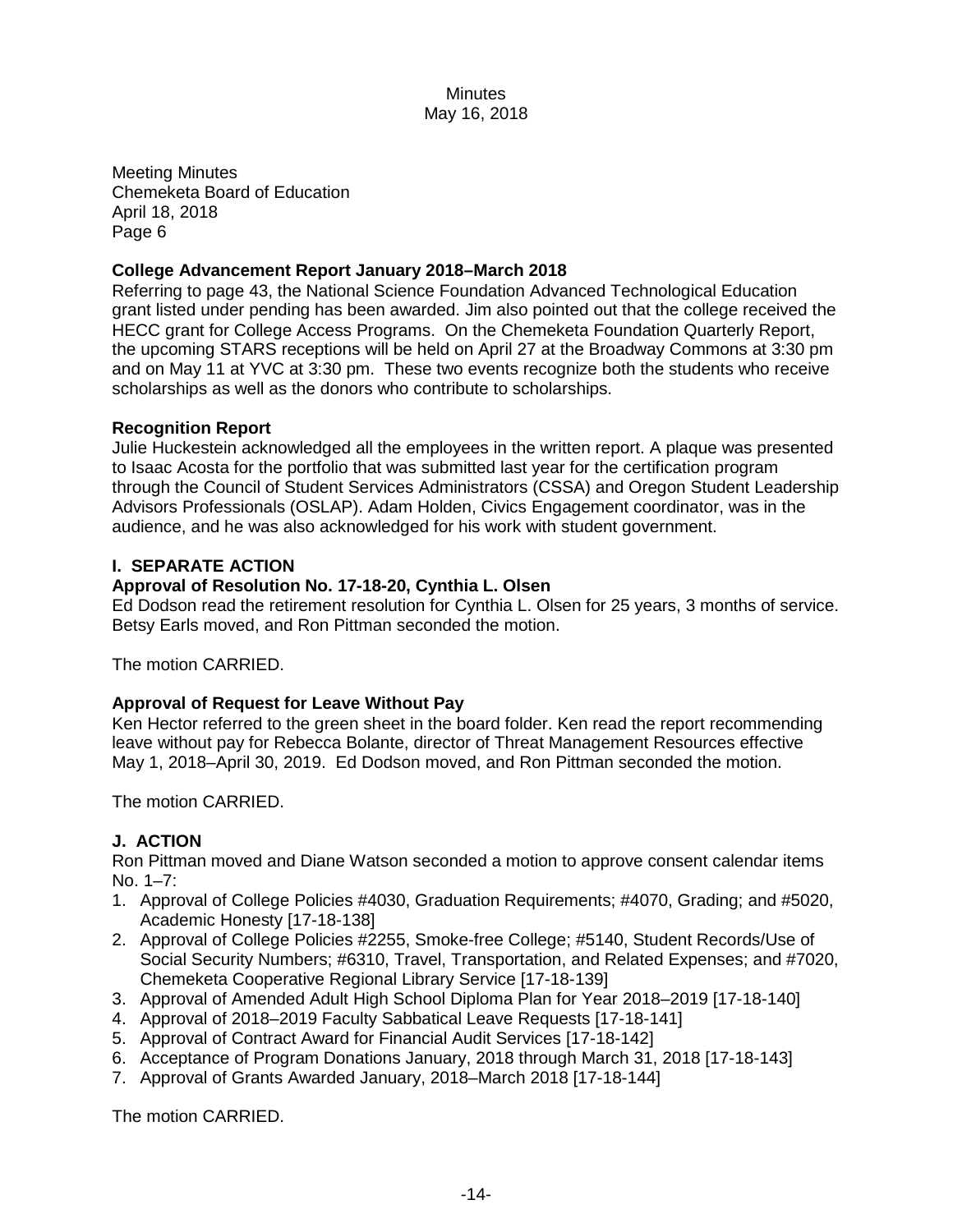Meeting Minutes
Chemeketa Board of Education
April 18, 2018
Page 6

**College Advancement Report January 2018–March 2018**

Referring to page 43, the National Science Foundation Advanced Technological Education grant listed under pending has been awarded. Jim also pointed out that the college received the HECC grant for College Access Programs. On the Chemeketa Foundation Quarterly Report, the upcoming STARS receptions will be held on April 27 at the Broadway Commons at 3:30 pm and on May 11 at YVC at 3:30 pm. These two events recognize both the students who receive scholarships as well as the donors who contribute to scholarships.

**Recognition Report**

Julie Huckestein acknowledged all the employees in the written report. A plaque was presented to Isaac Acosta for the portfolio that was submitted last year for the certification program through the Council of Student Services Administrators (CSSA) and Oregon Student Leadership Advisors Professionals (OSLAP). Adam Holden, Civics Engagement coordinator, was in the audience, and he was also acknowledged for his work with student government.

## I. SEPARATE ACTION

**Approval of Resolution No. 17-18-20, Cynthia L. Olsen**

Ed Dodson read the retirement resolution for Cynthia L. Olsen for 25 years, 3 months of service. Betsy Earls moved, and Ron Pittman seconded the motion.

The motion CARRIED.

**Approval of Request for Leave Without Pay**

Ken Hector referred to the green sheet in the board folder. Ken read the report recommending leave without pay for Rebecca Bolante, director of Threat Management Resources effective May 1, 2018–April 30, 2019. Ed Dodson moved, and Ron Pittman seconded the motion.

The motion CARRIED.

## J. ACTION

Ron Pittman moved and Diane Watson seconded a motion to approve consent calendar items No. 1–7:

1. Approval of College Policies #4030, Graduation Requirements; #4070, Grading; and #5020, Academic Honesty [17-18-138]
2. Approval of College Policies #2255, Smoke-free College; #5140, Student Records/Use of Social Security Numbers; #6310, Travel, Transportation, and Related Expenses; and #7020, Chemeketa Cooperative Regional Library Service [17-18-139]
3. Approval of Amended Adult High School Diploma Plan for Year 2018–2019 [17-18-140]
4. Approval of 2018–2019 Faculty Sabbatical Leave Requests [17-18-141]
5. Approval of Contract Award for Financial Audit Services [17-18-142]
6. Acceptance of Program Donations January, 2018 through March 31, 2018 [17-18-143]
7. Approval of Grants Awarded January, 2018–March 2018 [17-18-144]

The motion CARRIED.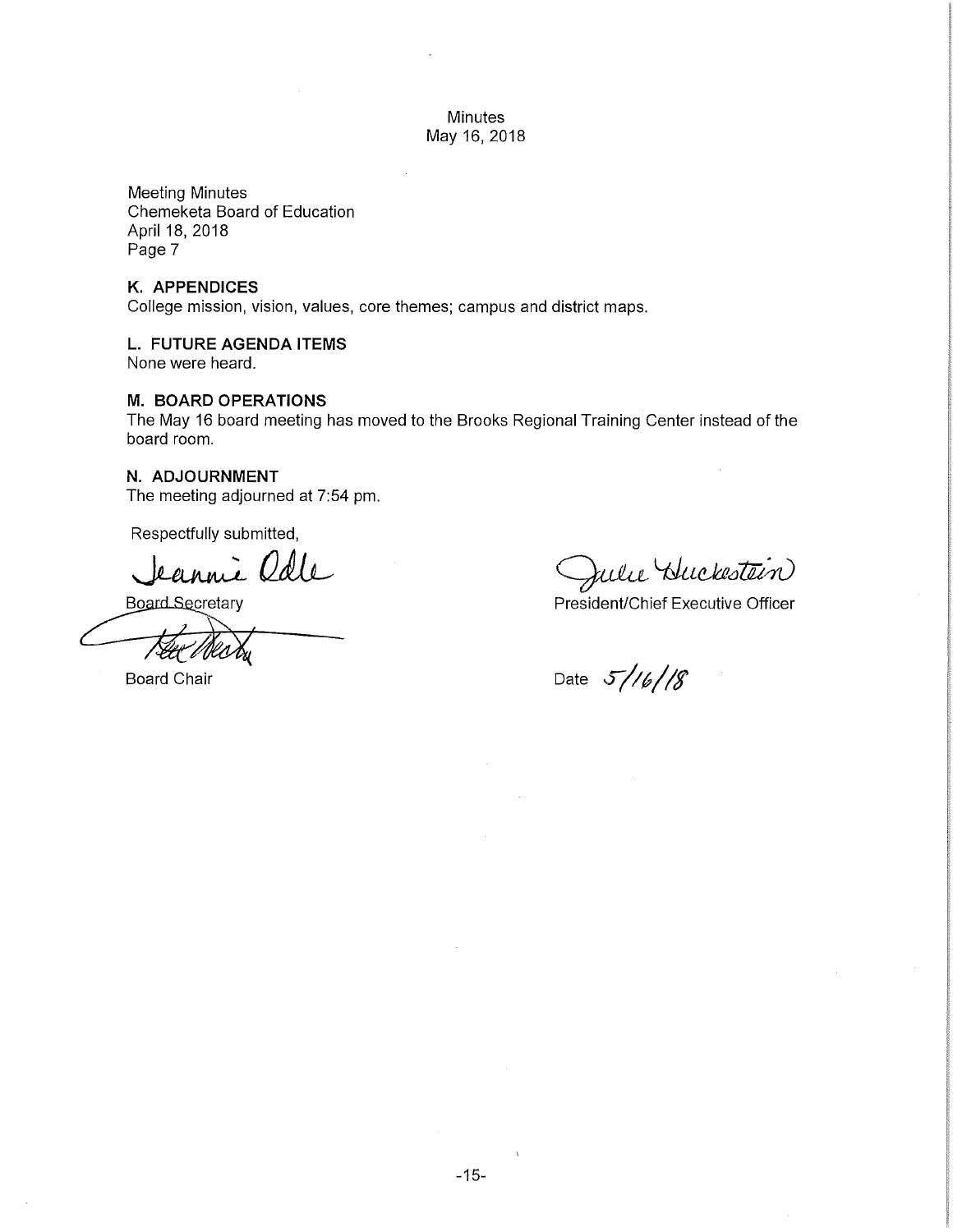Meeting Minutes
Chemeketa Board of Education
April 18, 2018
Page 7

**K. APPENDICES**
College mission, vision, values, core themes; campus and district maps.

**L. FUTURE AGENDA ITEMS**
None were heard.

**M. BOARD OPERATIONS**
The May 16 board meeting has moved to the Brooks Regional Training Center instead of the board room.

**N. ADJOURNMENT**
The meeting adjourned at 7:54 pm.

Respectfully submitted,

Jeannie Odle
Board Secretary

Board Chair

Julie Huckestein
President/Chief Executive Officer

Date 5/16/18